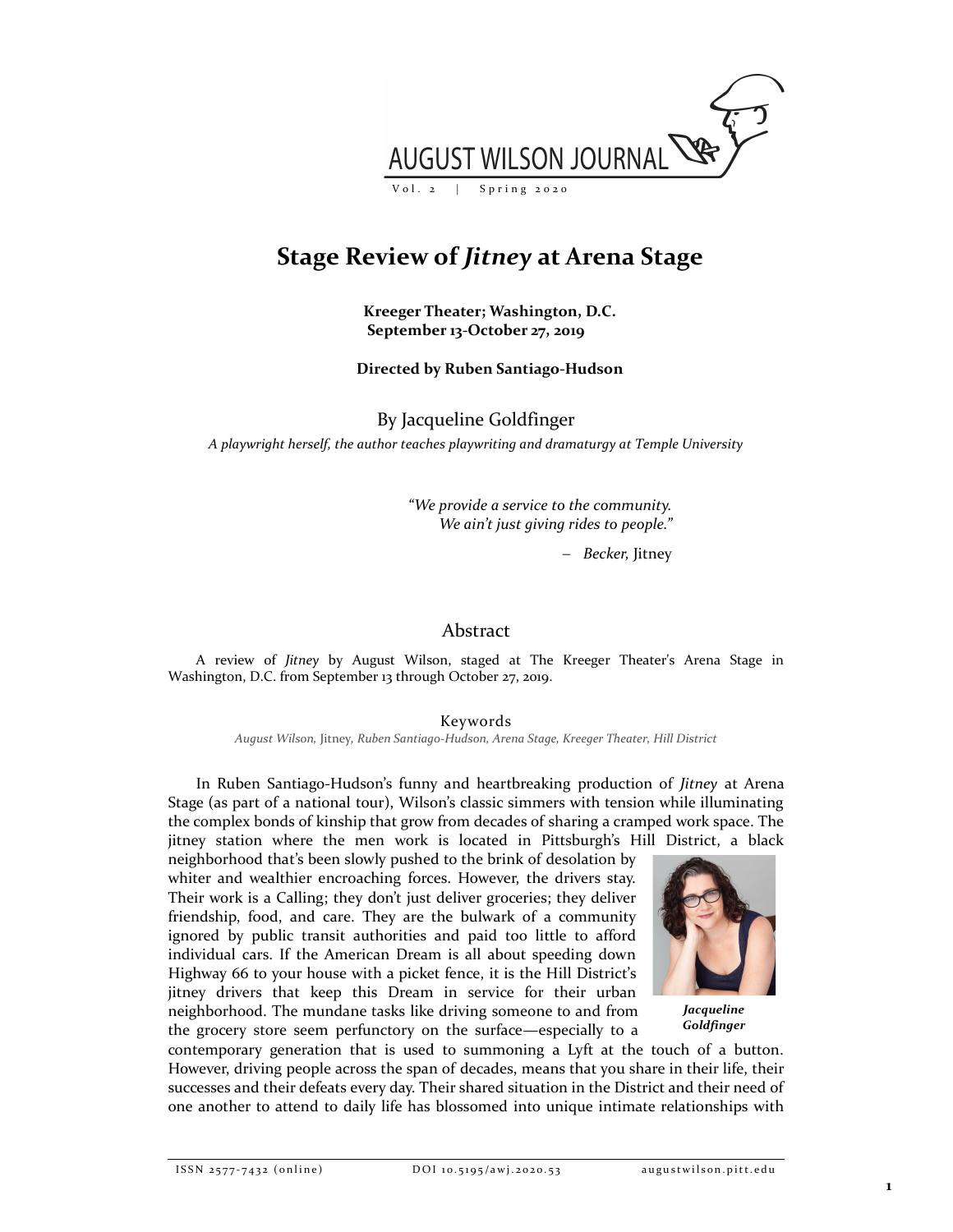# Stage Review of *Jitney* at Arena Stage

**Kreeger Theater; Washington, D.C.**
**September 13-October 27, 2019**

**Directed by Ruben Santiago-Hudson**

By Jacqueline Goldfinger

*A playwright herself, the author teaches playwriting and dramaturgy at Temple University*

> *"We provide a service to the community.*
> *We ain't just giving rides to people."*
>
> – *Becker,* Jitney

## Abstract

A review of *Jitney* by August Wilson, staged at The Kreeger Theater's Arena Stage in Washington, D.C. from September 13 through October 27, 2019.

### Keywords

*August Wilson,* Jitney*, Ruben Santiago-Hudson, Arena Stage, Kreeger Theater, Hill District*

In Ruben Santiago-Hudson's funny and heartbreaking production of *Jitney* at Arena Stage (as part of a national tour), Wilson's classic simmers with tension while illuminating the complex bonds of kinship that grow from decades of sharing a cramped work space. The jitney station where the men work is located in Pittsburgh's Hill District, a black neighborhood that's been slowly pushed to the brink of desolation by whiter and wealthier encroaching forces. However, the drivers stay. Their work is a Calling; they don't just deliver groceries; they deliver friendship, food, and care. They are the bulwark of a community ignored by public transit authorities and paid too little to afford individual cars. If the American Dream is all about speeding down Highway 66 to your house with a picket fence, it is the Hill District's jitney drivers that keep this Dream in service for their urban neighborhood. The mundane tasks like driving someone to and from the grocery store seem perfunctory on the surface—especially to a contemporary generation that is used to summoning a Lyft at the touch of a button. However, driving people across the span of decades, means that you share in their life, their successes and their defeats every day. Their shared situation in the District and their need of one another to attend to daily life has blossomed into unique intimate relationships with

***Jacqueline Goldfinger***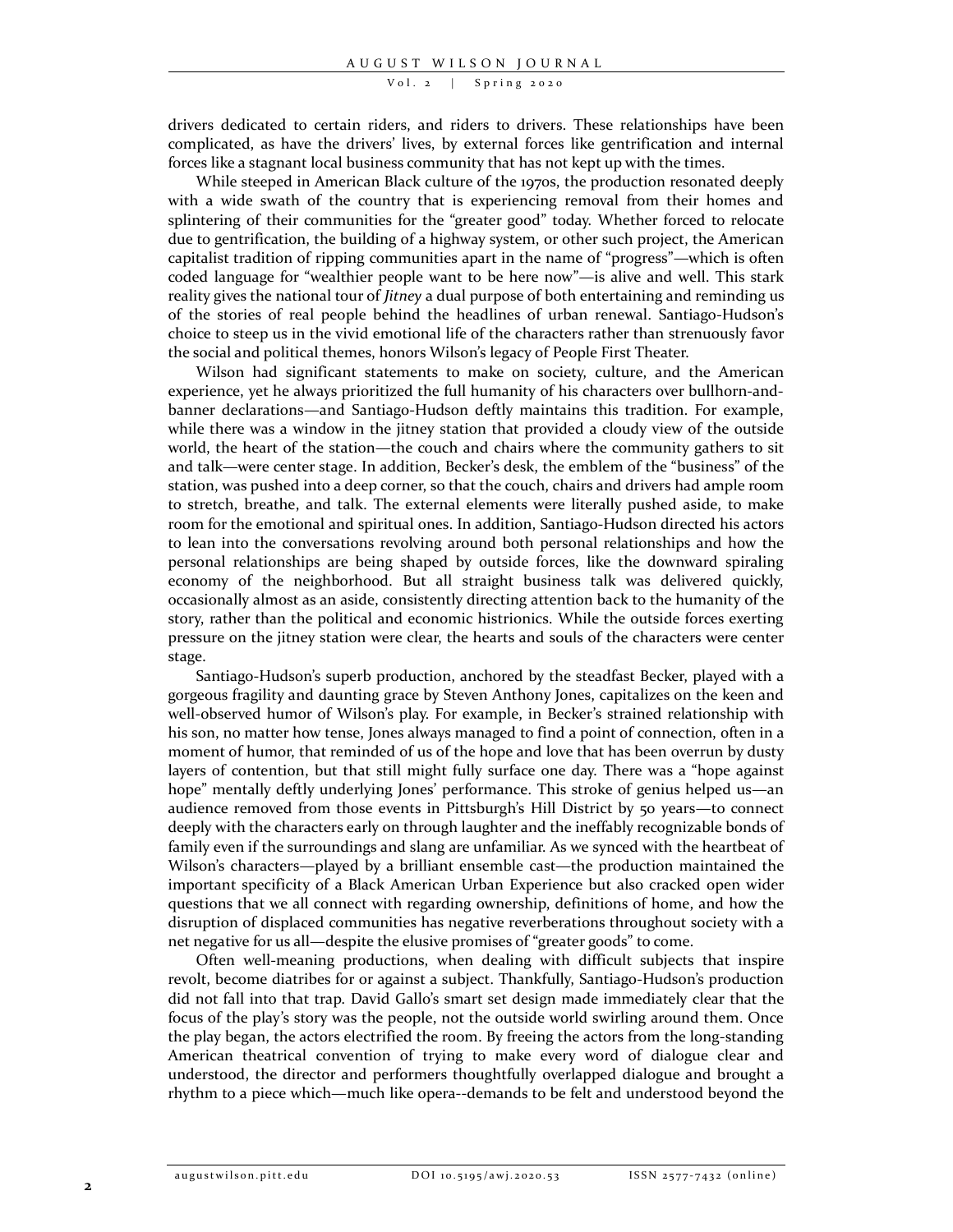drivers dedicated to certain riders, and riders to drivers. These relationships have been complicated, as have the drivers' lives, by external forces like gentrification and internal forces like a stagnant local business community that has not kept up with the times.

While steeped in American Black culture of the 1970s, the production resonated deeply with a wide swath of the country that is experiencing removal from their homes and splintering of their communities for the "greater good" today. Whether forced to relocate due to gentrification, the building of a highway system, or other such project, the American capitalist tradition of ripping communities apart in the name of "progress"—which is often coded language for "wealthier people want to be here now"—is alive and well. This stark reality gives the national tour of *Jitney* a dual purpose of both entertaining and reminding us of the stories of real people behind the headlines of urban renewal. Santiago-Hudson's choice to steep us in the vivid emotional life of the characters rather than strenuously favor the social and political themes, honors Wilson's legacy of People First Theater.

Wilson had significant statements to make on society, culture, and the American experience, yet he always prioritized the full humanity of his characters over bullhorn-and-banner declarations—and Santiago-Hudson deftly maintains this tradition. For example, while there was a window in the jitney station that provided a cloudy view of the outside world, the heart of the station—the couch and chairs where the community gathers to sit and talk—were center stage. In addition, Becker's desk, the emblem of the "business" of the station, was pushed into a deep corner, so that the couch, chairs and drivers had ample room to stretch, breathe, and talk. The external elements were literally pushed aside, to make room for the emotional and spiritual ones. In addition, Santiago-Hudson directed his actors to lean into the conversations revolving around both personal relationships and how the personal relationships are being shaped by outside forces, like the downward spiraling economy of the neighborhood. But all straight business talk was delivered quickly, occasionally almost as an aside, consistently directing attention back to the humanity of the story, rather than the political and economic histrionics. While the outside forces exerting pressure on the jitney station were clear, the hearts and souls of the characters were center stage.

Santiago-Hudson's superb production, anchored by the steadfast Becker, played with a gorgeous fragility and daunting grace by Steven Anthony Jones, capitalizes on the keen and well-observed humor of Wilson's play. For example, in Becker's strained relationship with his son, no matter how tense, Jones always managed to find a point of connection, often in a moment of humor, that reminded of us of the hope and love that has been overrun by dusty layers of contention, but that still might fully surface one day. There was a "hope against hope" mentally deftly underlying Jones' performance. This stroke of genius helped us—an audience removed from those events in Pittsburgh's Hill District by 50 years—to connect deeply with the characters early on through laughter and the ineffably recognizable bonds of family even if the surroundings and slang are unfamiliar. As we synced with the heartbeat of Wilson's characters—played by a brilliant ensemble cast—the production maintained the important specificity of a Black American Urban Experience but also cracked open wider questions that we all connect with regarding ownership, definitions of home, and how the disruption of displaced communities has negative reverberations throughout society with a net negative for us all—despite the elusive promises of "greater goods" to come.

Often well-meaning productions, when dealing with difficult subjects that inspire revolt, become diatribes for or against a subject. Thankfully, Santiago-Hudson's production did not fall into that trap. David Gallo's smart set design made immediately clear that the focus of the play's story was the people, not the outside world swirling around them. Once the play began, the actors electrified the room. By freeing the actors from the long-standing American theatrical convention of trying to make every word of dialogue clear and understood, the director and performers thoughtfully overlapped dialogue and brought a rhythm to a piece which—much like opera--demands to be felt and understood beyond the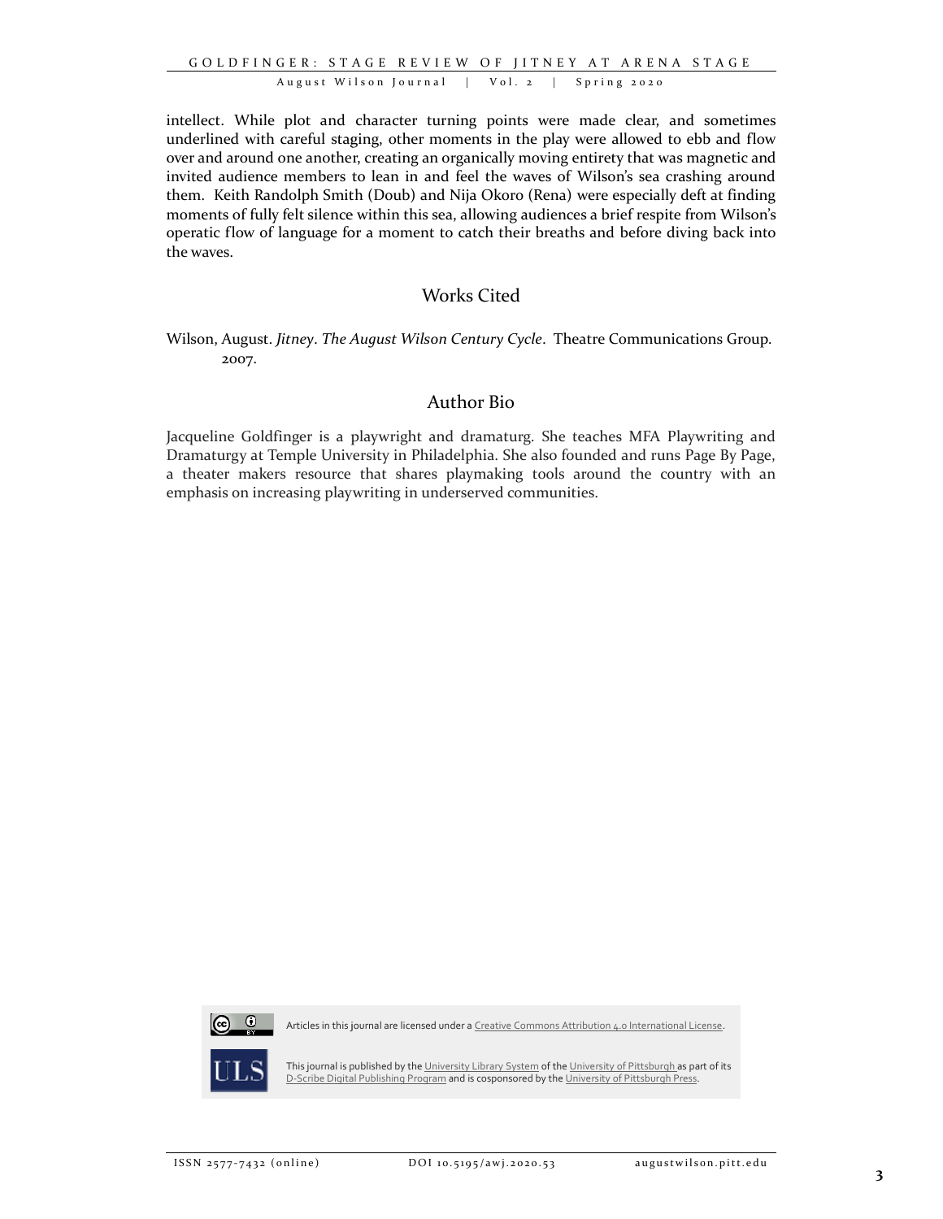intellect. While plot and character turning points were made clear, and sometimes underlined with careful staging, other moments in the play were allowed to ebb and flow over and around one another, creating an organically moving entirety that was magnetic and invited audience members to lean in and feel the waves of Wilson's sea crashing around them. Keith Randolph Smith (Doub) and Nija Okoro (Rena) were especially deft at finding moments of fully felt silence within this sea, allowing audiences a brief respite from Wilson's operatic flow of language for a moment to catch their breaths and before diving back into the waves.

## Works Cited

Wilson, August. *Jitney*. *The August Wilson Century Cycle*. Theatre Communications Group. 2007.

## Author Bio

Jacqueline Goldfinger is a playwright and dramaturg. She teaches MFA Playwriting and Dramaturgy at Temple University in Philadelphia. She also founded and runs Page By Page, a theater makers resource that shares playmaking tools around the country with an emphasis on increasing playwriting in underserved communities.

Articles in this journal are licensed under a Creative Commons Attribution 4.0 International License.

This journal is published by the University Library System of the University of Pittsburgh as part of its D-Scribe Digital Publishing Program and is cosponsored by the University of Pittsburgh Press.

ISSN 2577-7432 (online) DOI 10.5195/awj.2020.53 augustwilson.pitt.edu